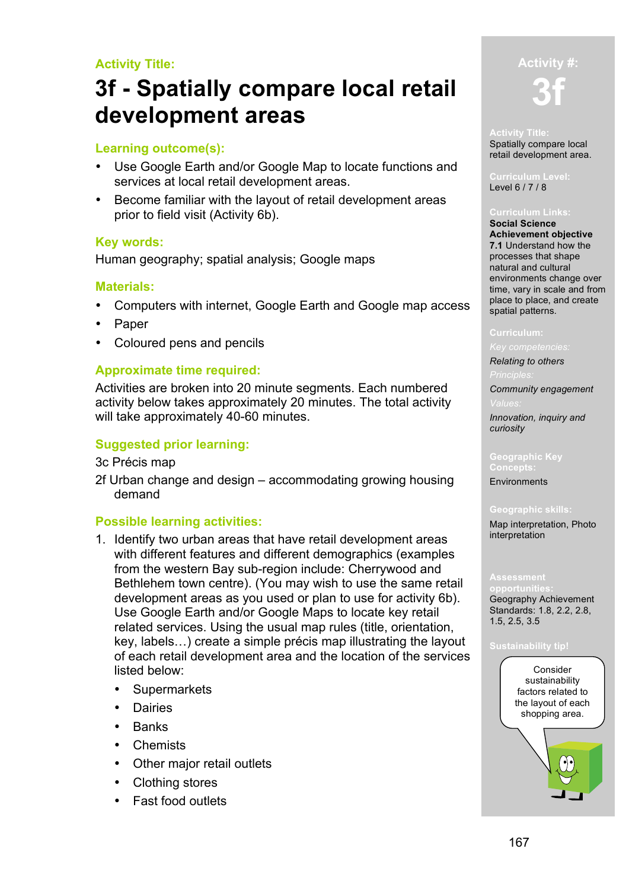**Activity Title:**

# 3f - Spatially compare local retail development areas

## Learning outcome(s):

- Use Google Earth and/or Google Map to locate functions and services at local retail development areas.
- Become familiar with the layout of retail development areas prior to field visit (Activity 6b).

## Key words:

Human geography; spatial analysis; Google maps

## Materials:

- Computers with internet, Google Earth and Google map access
- Paper
- Coloured pens and pencils

## Approximate time required:

Activities are broken into 20 minute segments. Each numbered activity below takes approximately 20 minutes. The total activity will take approximately 40-60 minutes.

## Suggested prior learning:

3c Précis map

2f Urban change and design – accommodating growing housing demand

## Possible learning activities:

1. Identify two urban areas that have retail development areas with different features and different demographics (examples from the western Bay sub-region include: Cherrywood and Bethlehem town centre). (You may wish to use the same retail development areas as you used or plan to use for activity 6b). Use Google Earth and/or Google Maps to locate key retail related services. Using the usual map rules (title, orientation, key, labels…) create a simple précis map illustrating the layout of each retail development area and the location of the services listed below:
   - Supermarkets
   - Dairies
   - Banks
   - Chemists
   - Other major retail outlets
   - Clothing stores
   - Fast food outlets

**Activity #:** 3f

**Activity Title:** Spatially compare local retail development area.

**Curriculum Level:** Level 6 / 7 / 8

**Curriculum Links:**
**Social Science**
**Achievement objective**
**7.1** Understand how the processes that shape natural and cultural environments change over time, vary in scale and from place to place, and create spatial patterns.

**Curriculum:**
*Key competencies:*
*Relating to others*
*Principles:*
*Community engagement*
*Values:*
*Innovation, inquiry and curiosity*

**Geographic Key Concepts:**
Environments

**Geographic skills:**
Map interpretation, Photo interpretation

**Assessment opportunities:**
Geography Achievement Standards: 1.8, 2.2, 2.8, 1.5, 2.5, 3.5

**Sustainability tip!**
Consider sustainability factors related to the layout of each shopping area.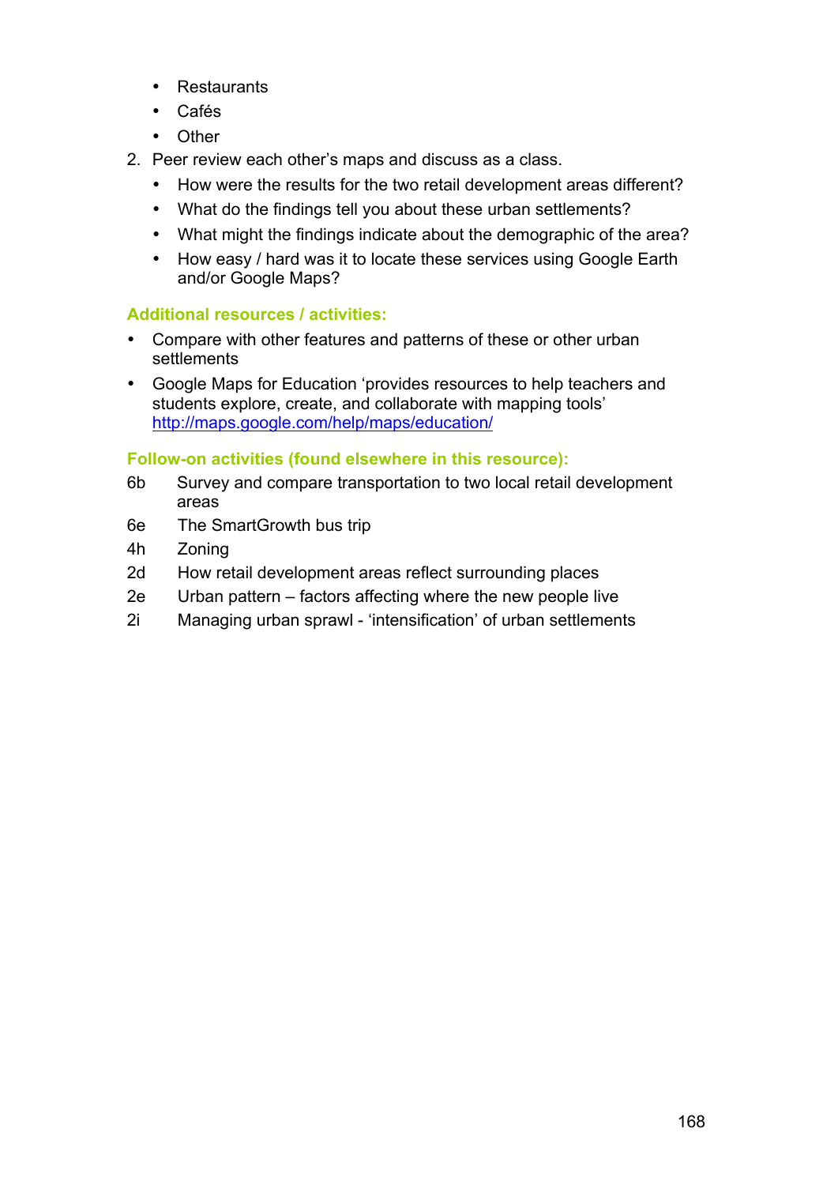- Restaurants
- Cafés
- Other

2. Peer review each other's maps and discuss as a class.
   - How were the results for the two retail development areas different?
   - What do the findings tell you about these urban settlements?
   - What might the findings indicate about the demographic of the area?
   - How easy / hard was it to locate these services using Google Earth and/or Google Maps?

### Additional resources / activities:

- Compare with other features and patterns of these or other urban settlements
- Google Maps for Education 'provides resources to help teachers and students explore, create, and collaborate with mapping tools' http://maps.google.com/help/maps/education/

### Follow-on activities (found elsewhere in this resource):

6b Survey and compare transportation to two local retail development areas

6e The SmartGrowth bus trip

4h Zoning

2d How retail development areas reflect surrounding places

2e Urban pattern – factors affecting where the new people live

2i Managing urban sprawl - 'intensification' of urban settlements